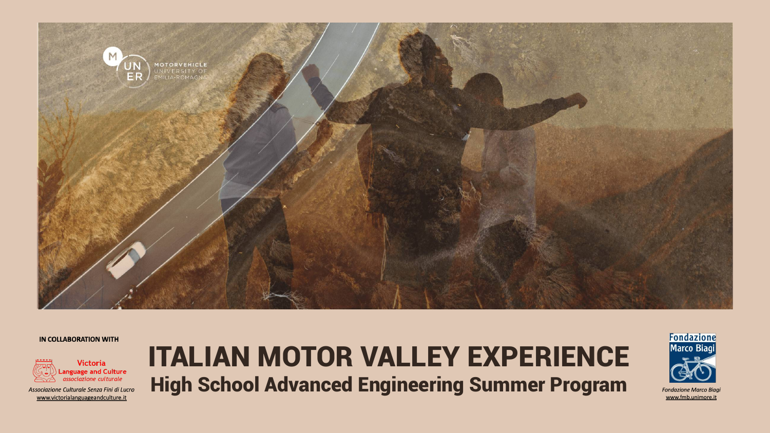MOTORVEHICLE UNIVERSITY OF EMILIA-ROMAGNA

IN COLLABORATION WITH

Victoria Language and Culture
*associazione culturale*

*Associazione Culturale Senza Fini di Lucro*
www.victorialanguageandculture.it

# ITALIAN MOTOR VALLEY EXPERIENCE

## High School Advanced Engineering Summer Program

Fondazione Marco Biagi

*Fondazione Marco Biagi*
www.fmb.unimore.it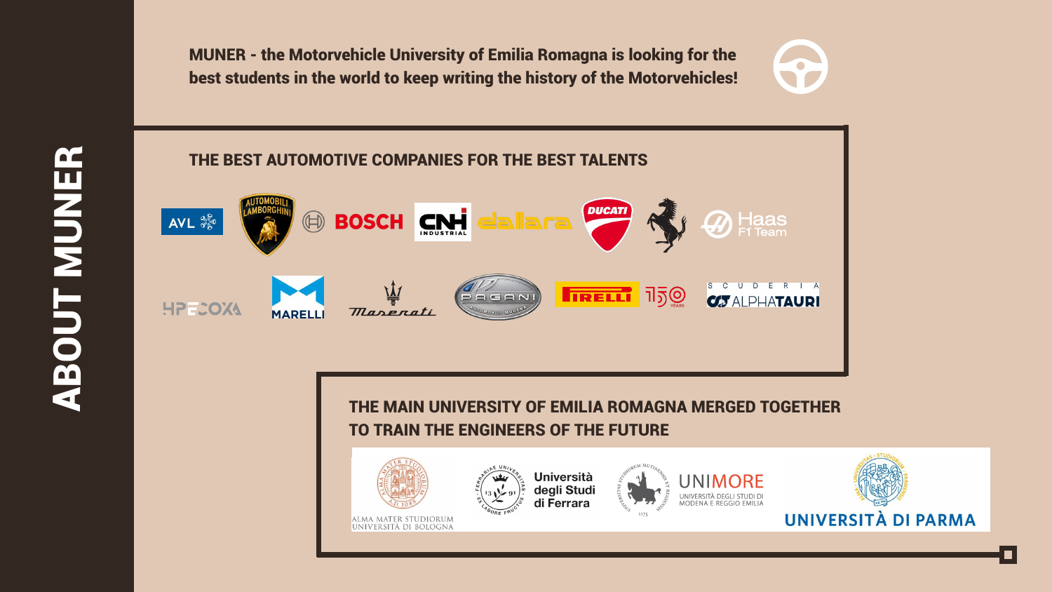# ABOUT MUNER

**MUNER - the Motorvehicle University of Emilia Romagna is looking for the best students in the world to keep writing the history of the Motorvehicles!**

## THE BEST AUTOMOTIVE COMPANIES FOR THE BEST TALENTS

AVL, Automobili Lamborghini, Bosch, CNH Industrial, Dallara, Ducati, Ferrari, Haas F1 Team, HPE COXA, Marelli, Maserati, Pagani, Pirelli, Scuderia AlphaTauri

## THE MAIN UNIVERSITY OF EMILIA ROMAGNA MERGED TOGETHER TO TRAIN THE ENGINEERS OF THE FUTURE

Alma Mater Studiorum Università di Bologna, Università degli Studi di Ferrara, UNIMORE Università degli Studi di Modena e Reggio Emilia, Università di Parma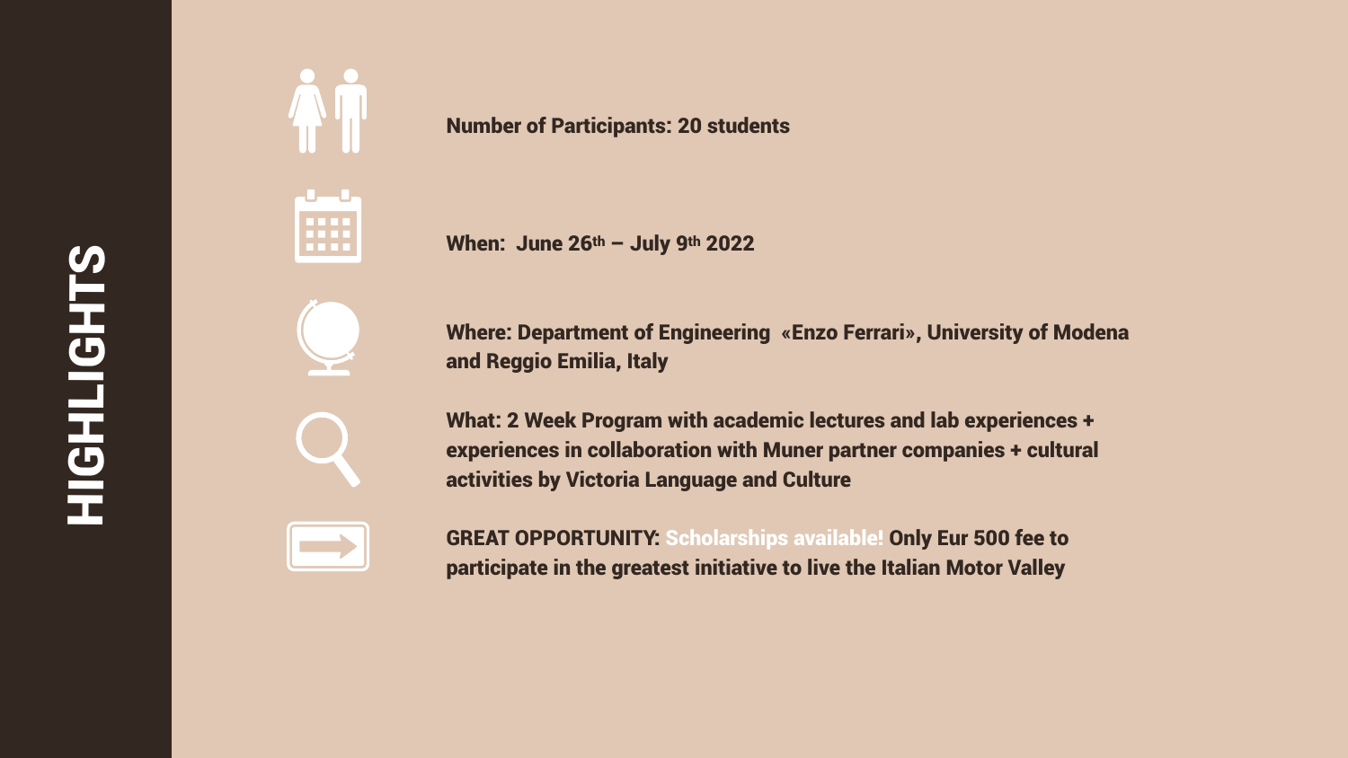# HIGHLIGHTS

**Number of Participants: 20 students**

**When: June 26th – July 9th 2022**

**Where: Department of Engineering «Enzo Ferrari», University of Modena and Reggio Emilia, Italy**

**What: 2 Week Program with academic lectures and lab experiences + experiences in collaboration with Muner partner companies + cultural activities by Victoria Language and Culture**

**GREAT OPPORTUNITY: Scholarships available! Only Eur 500 fee to participate in the greatest initiative to live the Italian Motor Valley**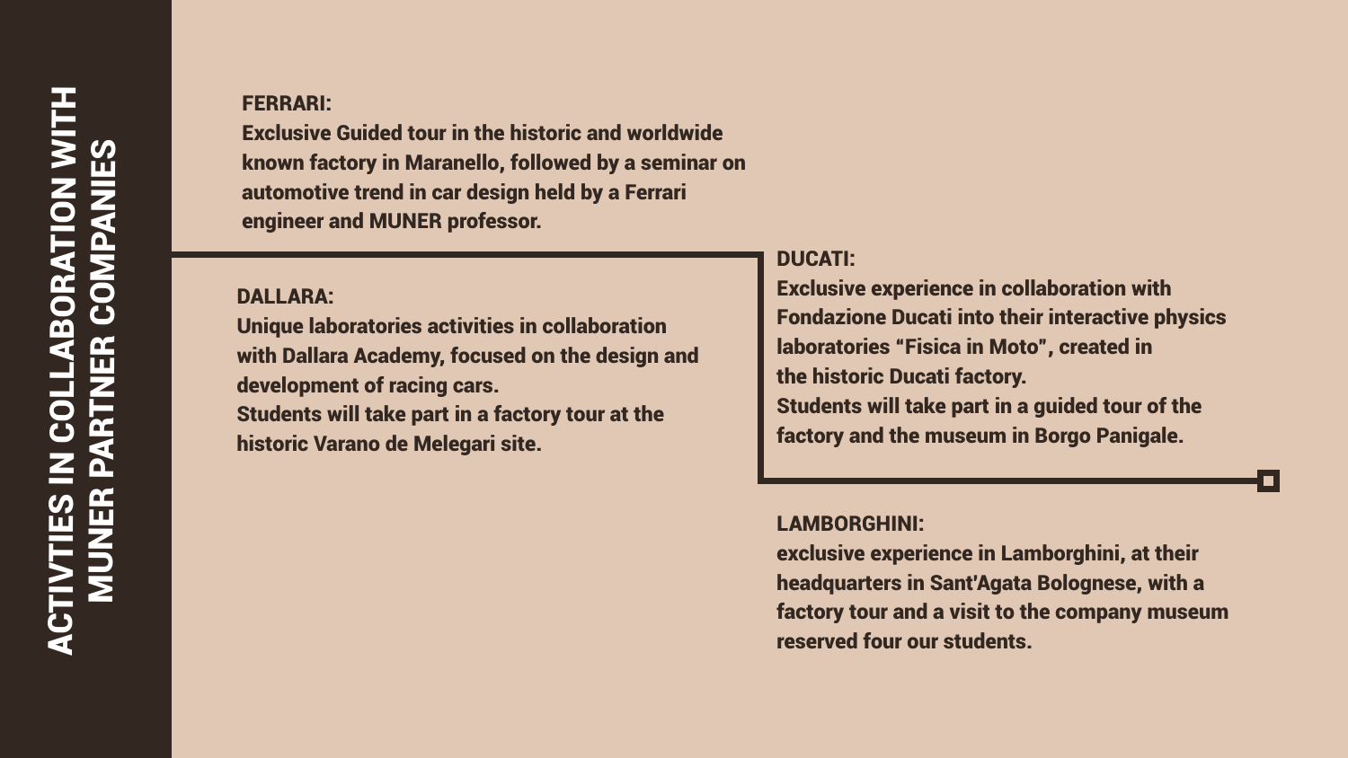# ACTIVTIES IN COLLABORATION WITH MUNER PARTNER COMPANIES

**FERRARI:**

**Exclusive Guided tour in the historic and worldwide known factory in Maranello, followed by a seminar on automotive trend in car design held by a Ferrari engineer and MUNER professor.**

**DALLARA:**

**Unique laboratories activities in collaboration with Dallara Academy, focused on the design and development of racing cars.**
**Students will take part in a factory tour at the historic Varano de Melegari site.**

**DUCATI:**

**Exclusive experience in collaboration with Fondazione Ducati into their interactive physics laboratories "Fisica in Moto", created in the historic Ducati factory.**
**Students will take part in a guided tour of the factory and the museum in Borgo Panigale.**

**LAMBORGHINI:**

**exclusive experience in Lamborghini, at their headquarters in Sant'Agata Bolognese, with a factory tour and a visit to the company museum reserved four our students.**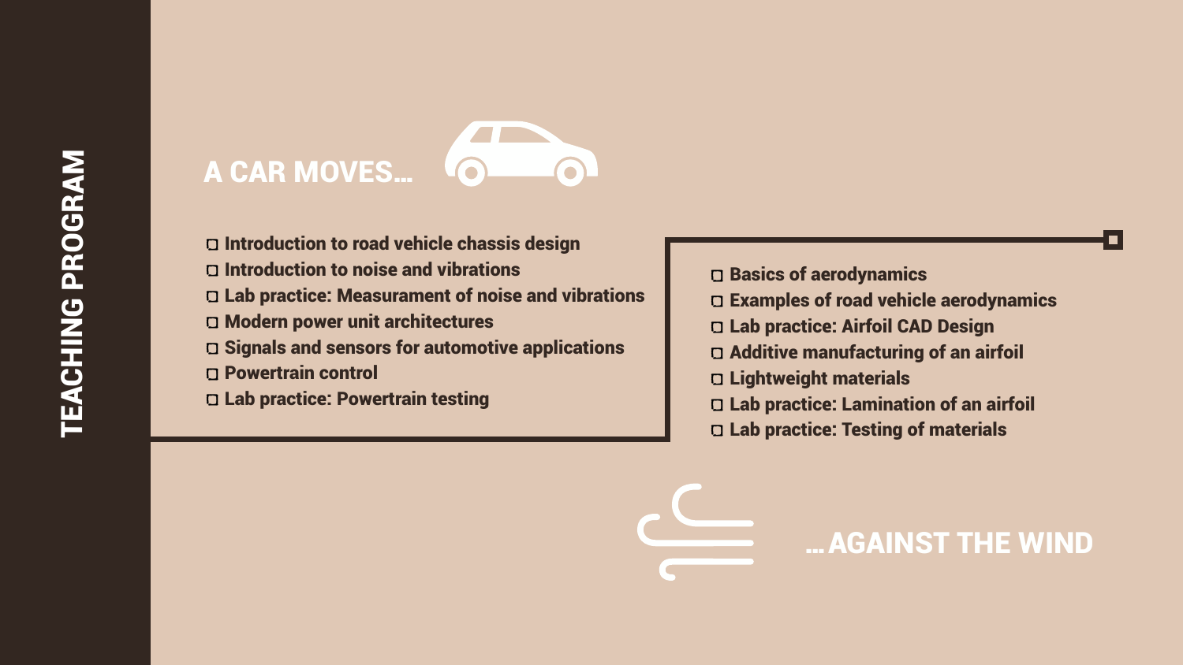# TEACHING PROGRAM

## A CAR MOVES...

- Introduction to road vehicle chassis design
- Introduction to noise and vibrations
- Lab practice: Measurament of noise and vibrations
- Modern power unit architectures
- Signals and sensors for automotive applications
- Powertrain control
- Lab practice: Powertrain testing

- Basics of aerodynamics
- Examples of road vehicle aerodynamics
- Lab practice: Airfoil CAD Design
- Additive manufacturing of an airfoil
- Lightweight materials
- Lab practice: Lamination of an airfoil
- Lab practice: Testing of materials

## ...AGAINST THE WIND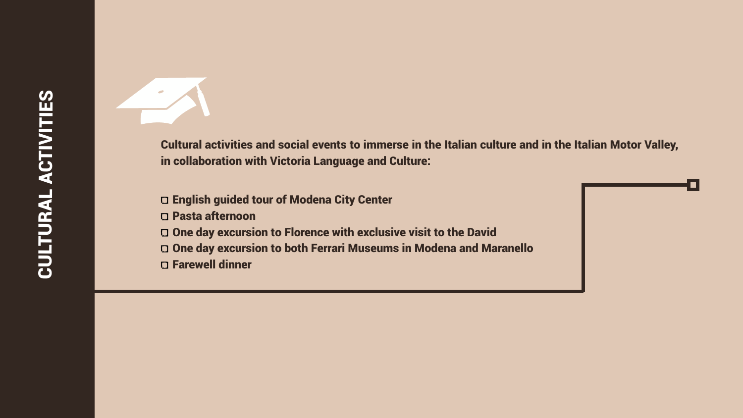# CULTURAL ACTIVITIES

**Cultural activities and social events to immerse in the Italian culture and in the Italian Motor Valley, in collaboration with Victoria Language and Culture:**

- **English guided tour of Modena City Center**
- **Pasta afternoon**
- **One day excursion to Florence with exclusive visit to the David**
- **One day excursion to both Ferrari Museums in Modena and Maranello**
- **Farewell dinner**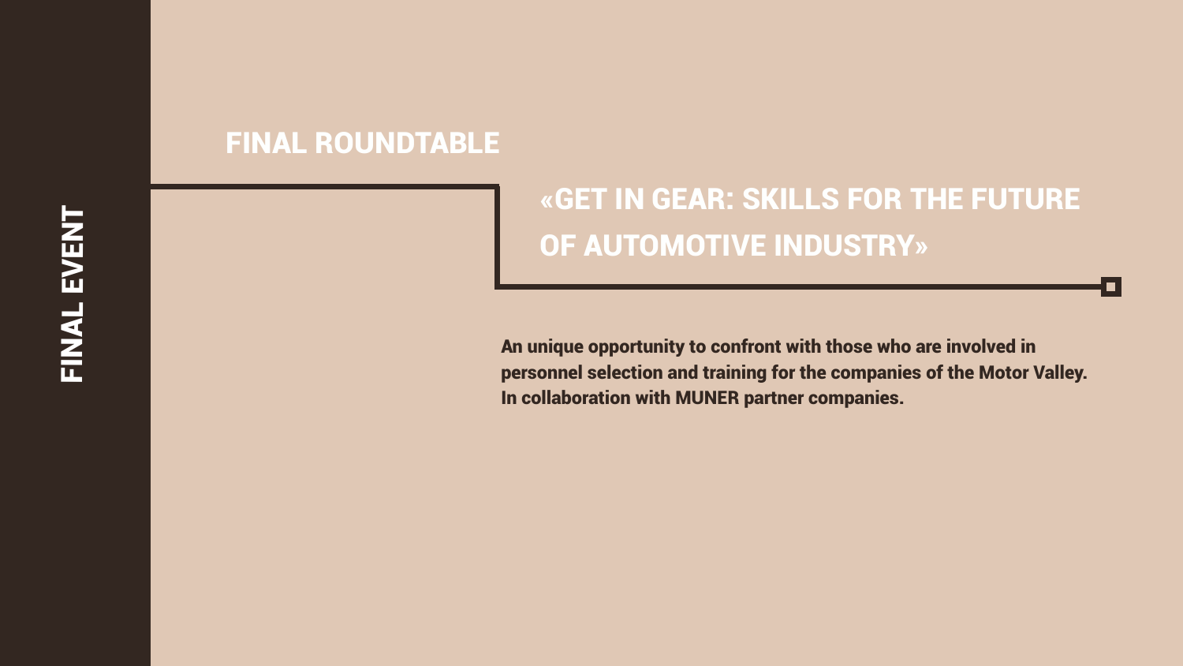FINAL EVENT

## FINAL ROUNDTABLE

# «GET IN GEAR: SKILLS FOR THE FUTURE OF AUTOMOTIVE INDUSTRY»

**An unique opportunity to confront with those who are involved in personnel selection and training for the companies of the Motor Valley. In collaboration with MUNER partner companies.**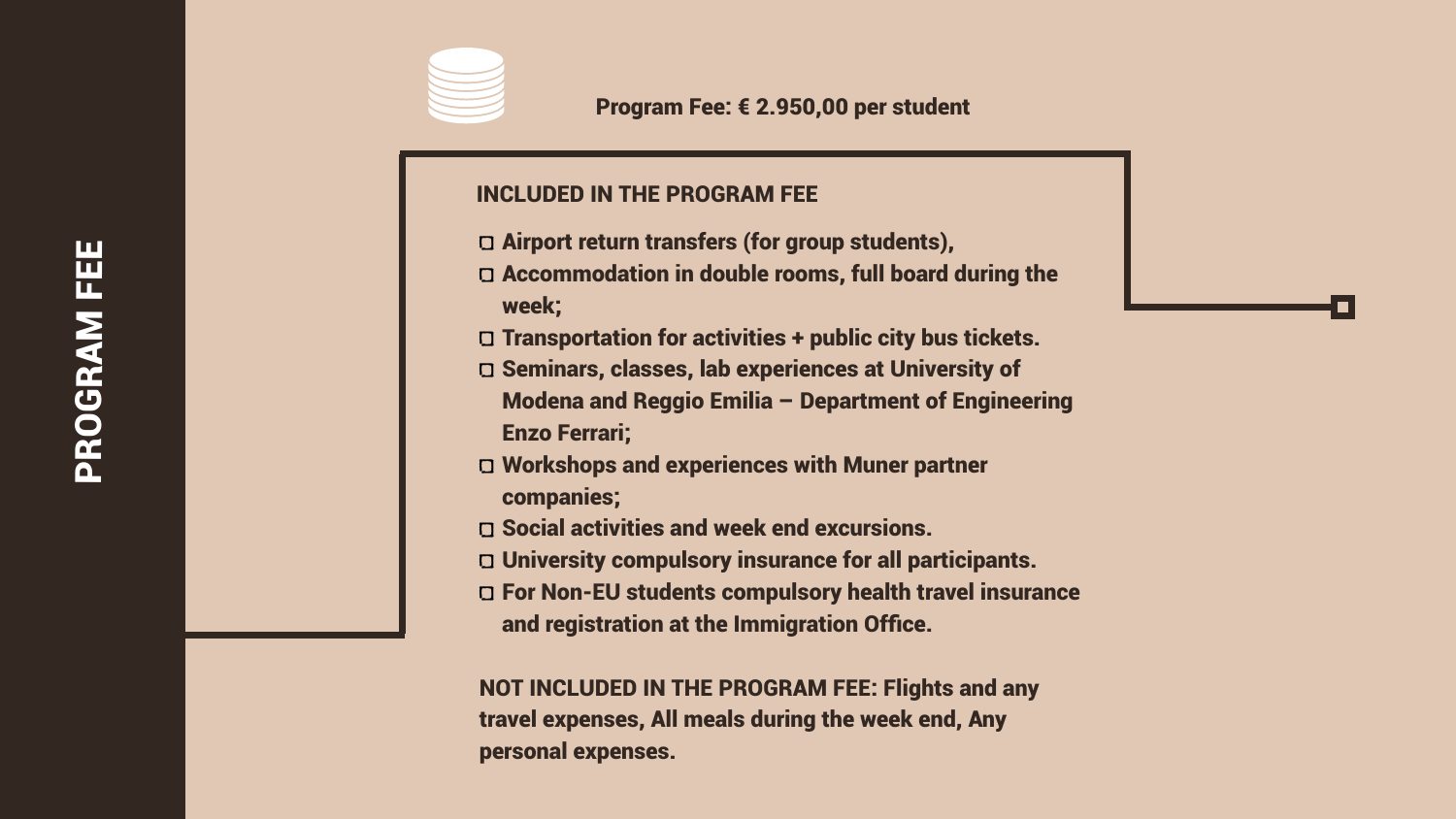# PROGRAM FEE

**Program Fee: € 2.950,00 per student**

## INCLUDED IN THE PROGRAM FEE

- Airport return transfers (for group students),
- Accommodation in double rooms, full board during the week;
- Transportation for activities + public city bus tickets.
- Seminars, classes, lab experiences at University of Modena and Reggio Emilia – Department of Engineering Enzo Ferrari;
- Workshops and experiences with Muner partner companies;
- Social activities and week end excursions.
- University compulsory insurance for all participants.
- For Non-EU students compulsory health travel insurance and registration at the Immigration Office.

**NOT INCLUDED IN THE PROGRAM FEE: Flights and any travel expenses, All meals during the week end, Any personal expenses.**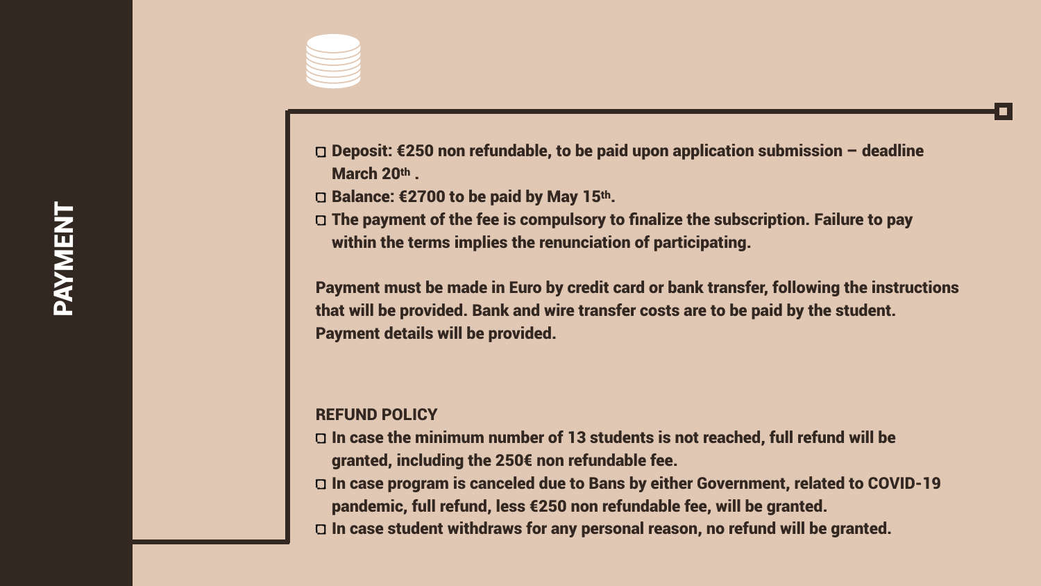# PAYMENT

- **Deposit: €250 non refundable, to be paid upon application submission – deadline March 20th .**
- **Balance: €2700 to be paid by May 15th.**
- **The payment of the fee is compulsory to finalize the subscription. Failure to pay within the terms implies the renunciation of participating.**

**Payment must be made in Euro by credit card or bank transfer, following the instructions that will be provided. Bank and wire transfer costs are to be paid by the student. Payment details will be provided.**

## REFUND POLICY

- **In case the minimum number of 13 students is not reached, full refund will be granted, including the 250€ non refundable fee.**
- **In case program is canceled due to Bans by either Government, related to COVID-19 pandemic, full refund, less €250 non refundable fee, will be granted.**
- **In case student withdraws for any personal reason, no refund will be granted.**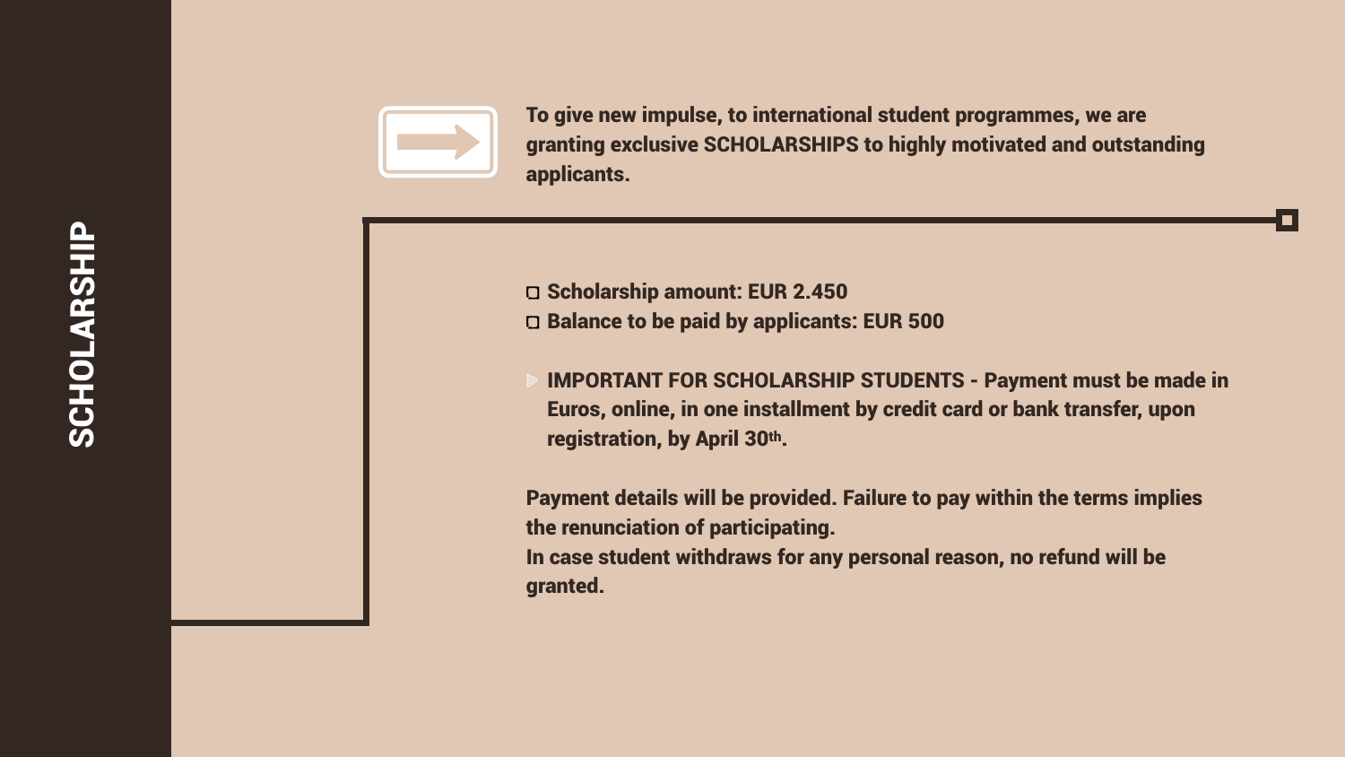# SCHOLARSHIP

**To give new impulse, to international student programmes, we are granting exclusive SCHOLARSHIPS to highly motivated and outstanding applicants.**

- **Scholarship amount: EUR 2.450**
- **Balance to be paid by applicants: EUR 500**

- **IMPORTANT FOR SCHOLARSHIP STUDENTS - Payment must be made in Euros, online, in one installment by credit card or bank transfer, upon registration, by April 30th.**

**Payment details will be provided. Failure to pay within the terms implies the renunciation of participating.**
**In case student withdraws for any personal reason, no refund will be granted.**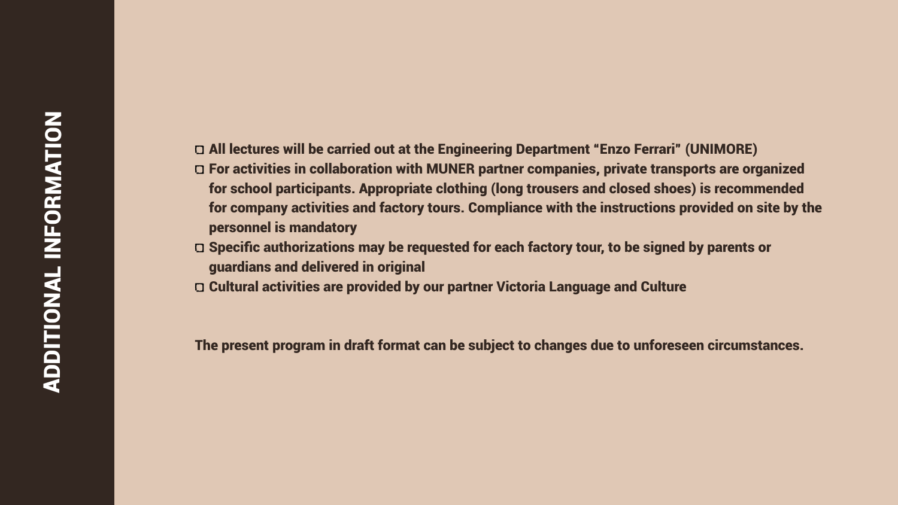# ADDITIONAL INFORMATION

- All lectures will be carried out at the Engineering Department "Enzo Ferrari" (UNIMORE)
- For activities in collaboration with MUNER partner companies, private transports are organized for school participants. Appropriate clothing (long trousers and closed shoes) is recommended for company activities and factory tours. Compliance with the instructions provided on site by the personnel is mandatory
- Specific authorizations may be requested for each factory tour, to be signed by parents or guardians and delivered in original
- Cultural activities are provided by our partner Victoria Language and Culture

**The present program in draft format can be subject to changes due to unforeseen circumstances.**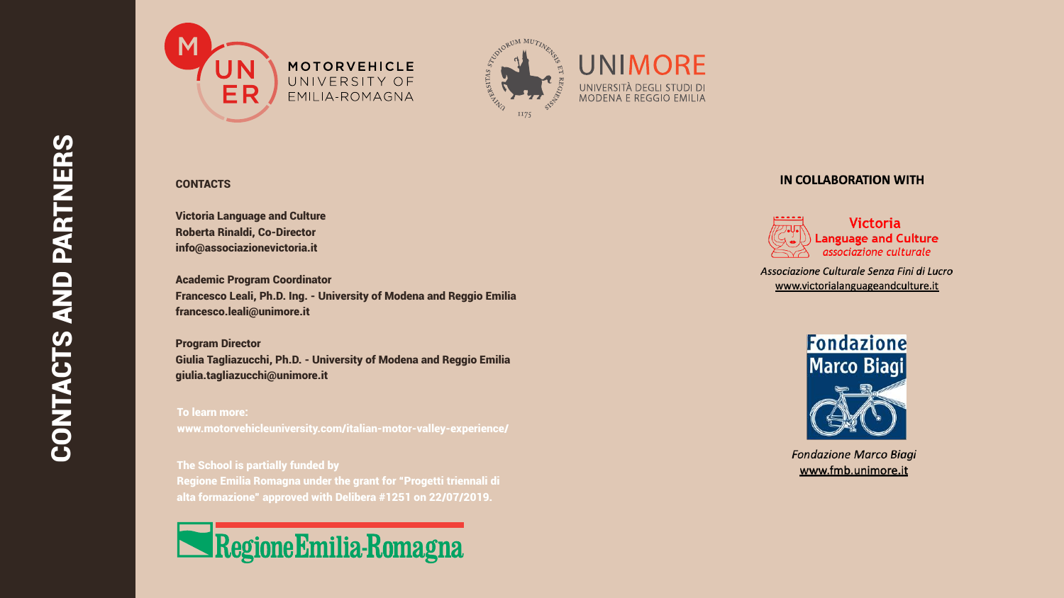# CONTACTS AND PARTNERS

MOTORVEHICLE UNIVERSITY OF EMILIA-ROMAGNA

UNIMORE
UNIVERSITÀ DEGLI STUDI DI MODENA E REGGIO EMILIA

## CONTACTS

**Victoria Language and Culture**
**Roberta Rinaldi, Co-Director**
**info@associazionevictoria.it**

**Academic Program Coordinator**
**Francesco Leali, Ph.D. Ing. - University of Modena and Reggio Emilia**
**francesco.leali@unimore.it**

**Program Director**
**Giulia Tagliazucchi, Ph.D. - University of Modena and Reggio Emilia**
**giulia.tagliazucchi@unimore.it**

**To learn more:**
**www.motorvehicleuniversity.com/italian-motor-valley-experience/**

**The School is partially funded by**
**Regione Emilia Romagna under the grant for "Progetti triennali di alta formazione" approved with Delibera #1251 on 22/07/2019.**

Regione Emilia-Romagna

## IN COLLABORATION WITH

Victoria Language and Culture
*associazione culturale*

*Associazione Culturale Senza Fini di Lucro*
www.victorialanguageandculture.it

Fondazione Marco Biagi

*Fondazione Marco Biagi*
www.fmb.unimore.it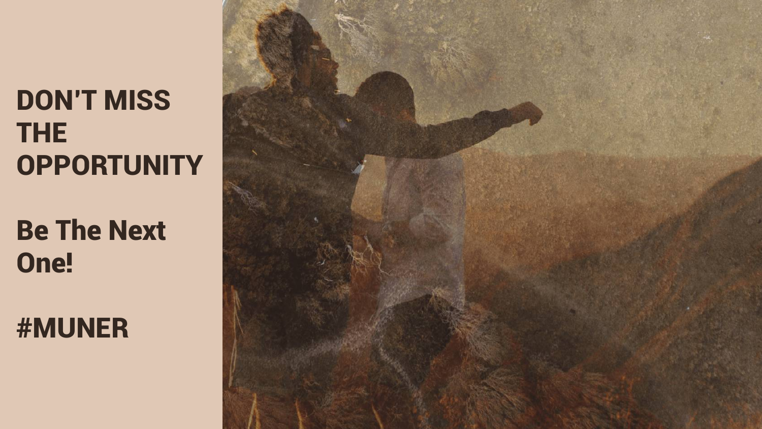**DON'T MISS THE OPPORTUNITY**

**Be The Next One!**

**#MUNER**